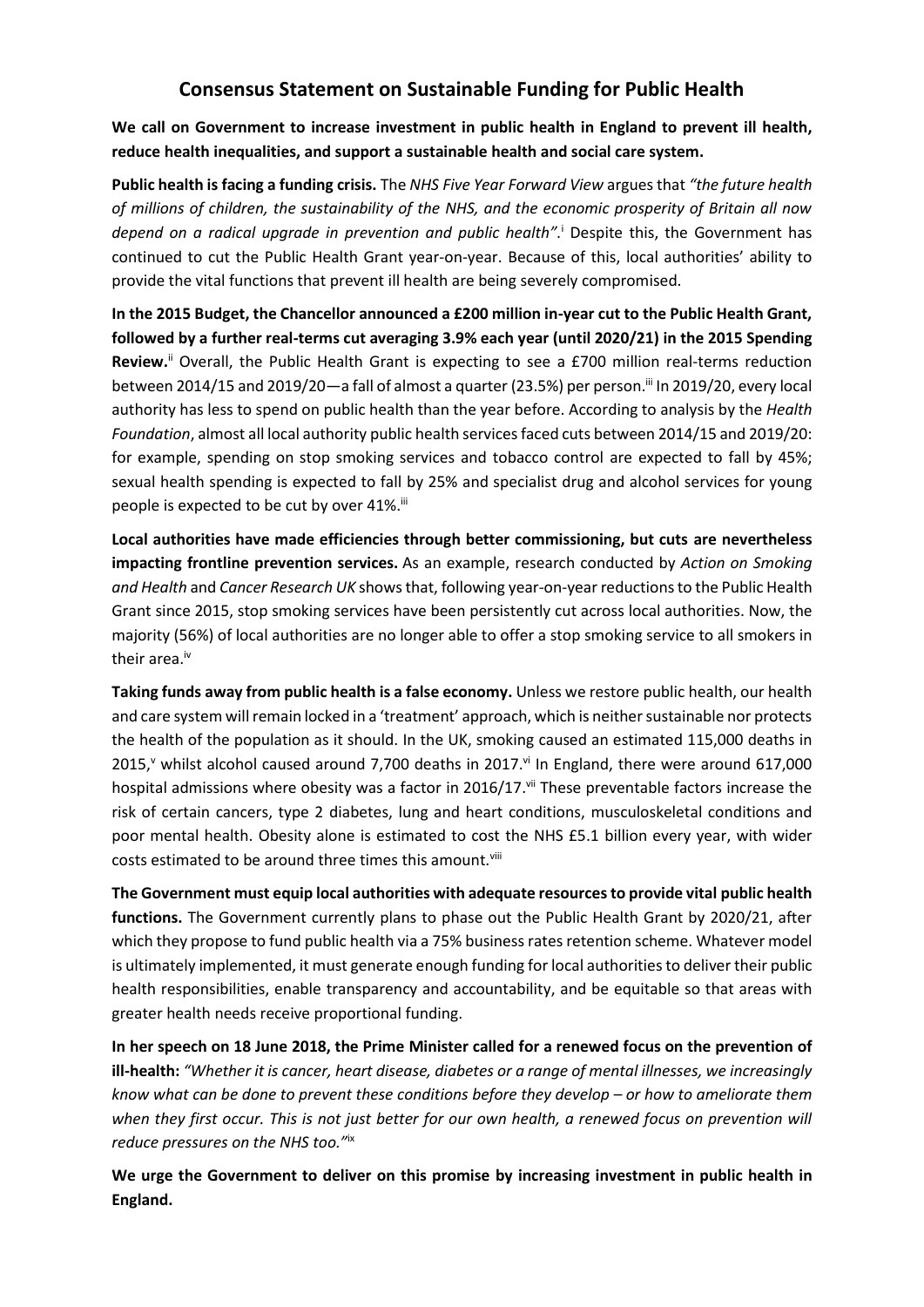# Consensus Statement on Sustainable Funding for Public Health

**We call on Government to increase investment in public health in England to prevent ill health, reduce health inequalities, and support a sustainable health and social care system.**

**Public health is facing a funding crisis.** The *NHS Five Year Forward View* argues that *"the future health of millions of children, the sustainability of the NHS, and the economic prosperity of Britain all now depend on a radical upgrade in prevention and public health"*.[i] Despite this, the Government has continued to cut the Public Health Grant year-on-year. Because of this, local authorities' ability to provide the vital functions that prevent ill health are being severely compromised.

**In the 2015 Budget, the Chancellor announced a £200 million in-year cut to the Public Health Grant, followed by a further real-terms cut averaging 3.9% each year (until 2020/21) in the 2015 Spending Review.**[ii] Overall, the Public Health Grant is expecting to see a £700 million real-terms reduction between 2014/15 and 2019/20—a fall of almost a quarter (23.5%) per person.[iii] In 2019/20, every local authority has less to spend on public health than the year before. According to analysis by the *Health Foundation*, almost all local authority public health services faced cuts between 2014/15 and 2019/20: for example, spending on stop smoking services and tobacco control are expected to fall by 45%; sexual health spending is expected to fall by 25% and specialist drug and alcohol services for young people is expected to be cut by over 41%.[iii]

**Local authorities have made efficiencies through better commissioning, but cuts are nevertheless impacting frontline prevention services.** As an example, research conducted by *Action on Smoking and Health* and *Cancer Research UK* shows that, following year-on-year reductions to the Public Health Grant since 2015, stop smoking services have been persistently cut across local authorities. Now, the majority (56%) of local authorities are no longer able to offer a stop smoking service to all smokers in their area.[iv]

**Taking funds away from public health is a false economy.** Unless we restore public health, our health and care system will remain locked in a 'treatment' approach, which is neither sustainable nor protects the health of the population as it should. In the UK, smoking caused an estimated 115,000 deaths in 2015,[v] whilst alcohol caused around 7,700 deaths in 2017.[vi] In England, there were around 617,000 hospital admissions where obesity was a factor in 2016/17.[vii] These preventable factors increase the risk of certain cancers, type 2 diabetes, lung and heart conditions, musculoskeletal conditions and poor mental health. Obesity alone is estimated to cost the NHS £5.1 billion every year, with wider costs estimated to be around three times this amount.[viii]

**The Government must equip local authorities with adequate resources to provide vital public health functions.** The Government currently plans to phase out the Public Health Grant by 2020/21, after which they propose to fund public health via a 75% business rates retention scheme. Whatever model is ultimately implemented, it must generate enough funding for local authorities to deliver their public health responsibilities, enable transparency and accountability, and be equitable so that areas with greater health needs receive proportional funding.

**In her speech on 18 June 2018, the Prime Minister called for a renewed focus on the prevention of ill-health:** *"Whether it is cancer, heart disease, diabetes or a range of mental illnesses, we increasingly know what can be done to prevent these conditions before they develop – or how to ameliorate them when they first occur. This is not just better for our own health, a renewed focus on prevention will reduce pressures on the NHS too."*[ix]

**We urge the Government to deliver on this promise by increasing investment in public health in England.**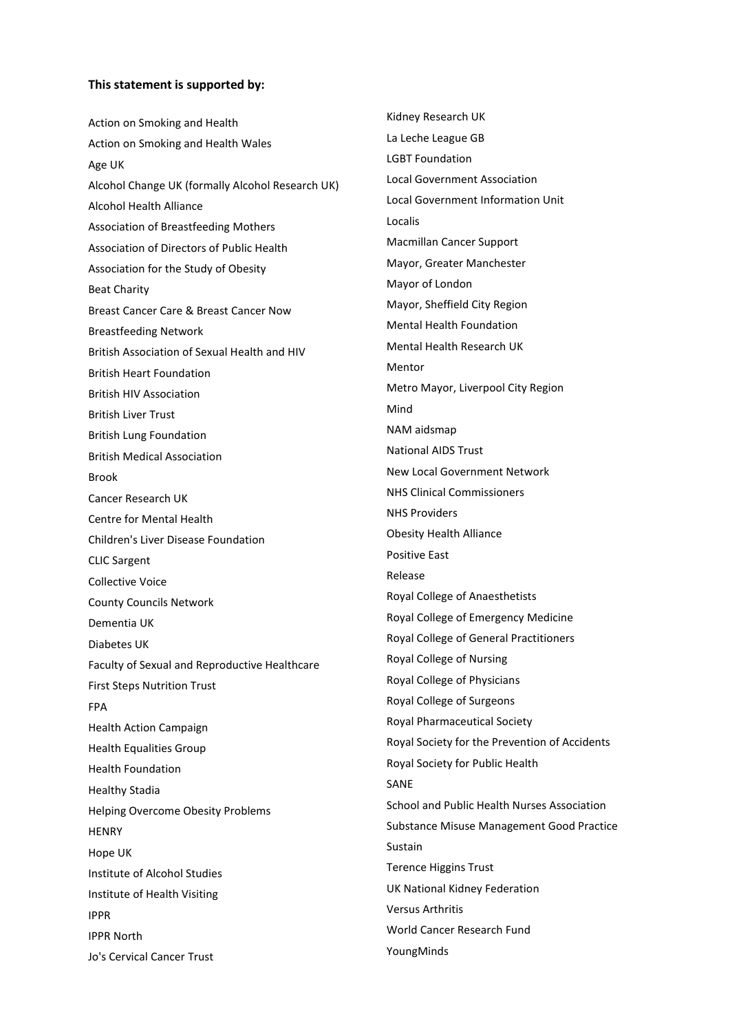**This statement is supported by:**

Action on Smoking and Health
Action on Smoking and Health Wales
Age UK
Alcohol Change UK (formally Alcohol Research UK)
Alcohol Health Alliance
Association of Breastfeeding Mothers
Association of Directors of Public Health
Association for the Study of Obesity
Beat Charity
Breast Cancer Care & Breast Cancer Now
Breastfeeding Network
British Association of Sexual Health and HIV
British Heart Foundation
British HIV Association
British Liver Trust
British Lung Foundation
British Medical Association
Brook
Cancer Research UK
Centre for Mental Health
Children's Liver Disease Foundation
CLIC Sargent
Collective Voice
County Councils Network
Dementia UK
Diabetes UK
Faculty of Sexual and Reproductive Healthcare
First Steps Nutrition Trust
FPA
Health Action Campaign
Health Equalities Group
Health Foundation
Healthy Stadia
Helping Overcome Obesity Problems
HENRY
Hope UK
Institute of Alcohol Studies
Institute of Health Visiting
IPPR
IPPR North
Jo's Cervical Cancer Trust
Kidney Research UK
La Leche League GB
LGBT Foundation
Local Government Association
Local Government Information Unit
Localis
Macmillan Cancer Support
Mayor, Greater Manchester
Mayor of London
Mayor, Sheffield City Region
Mental Health Foundation
Mental Health Research UK
Mentor
Metro Mayor, Liverpool City Region
Mind
NAM aidsmap
National AIDS Trust
New Local Government Network
NHS Clinical Commissioners
NHS Providers
Obesity Health Alliance
Positive East
Release
Royal College of Anaesthetists
Royal College of Emergency Medicine
Royal College of General Practitioners
Royal College of Nursing
Royal College of Physicians
Royal College of Surgeons
Royal Pharmaceutical Society
Royal Society for the Prevention of Accidents
Royal Society for Public Health
SANE
School and Public Health Nurses Association
Substance Misuse Management Good Practice
Sustain
Terence Higgins Trust
UK National Kidney Federation
Versus Arthritis
World Cancer Research Fund
YoungMinds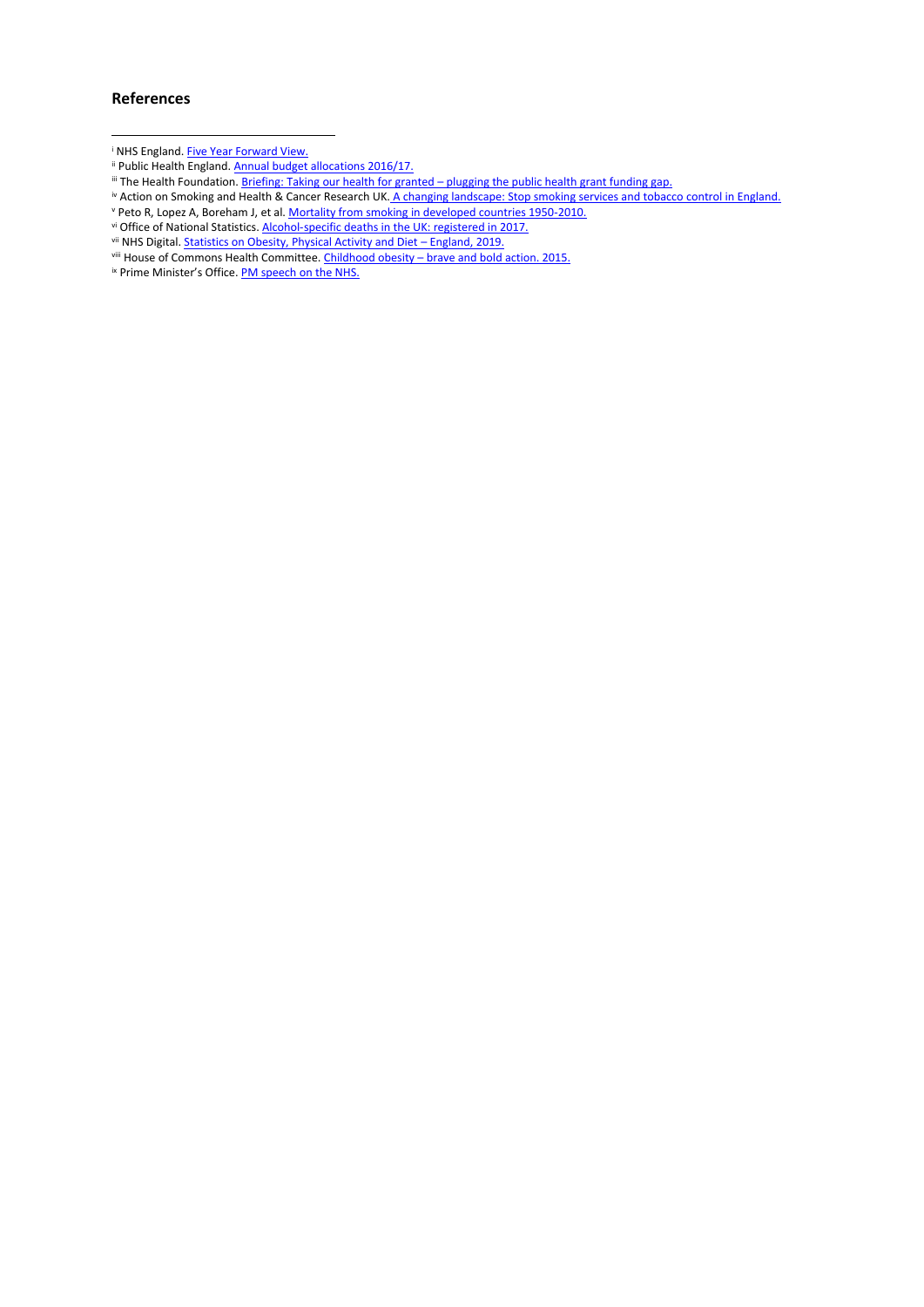## References

[i] NHS England. Five Year Forward View.
[ii] Public Health England. Annual budget allocations 2016/17.
[iii] The Health Foundation. Briefing: Taking our health for granted – plugging the public health grant funding gap.
[iv] Action on Smoking and Health & Cancer Research UK. A changing landscape: Stop smoking services and tobacco control in England.
[v] Peto R, Lopez A, Boreham J, et al. Mortality from smoking in developed countries 1950-2010.
[vi] Office of National Statistics. Alcohol-specific deaths in the UK: registered in 2017.
[vii] NHS Digital. Statistics on Obesity, Physical Activity and Diet – England, 2019.
[viii] House of Commons Health Committee. Childhood obesity – brave and bold action. 2015.
[ix] Prime Minister's Office. PM speech on the NHS.